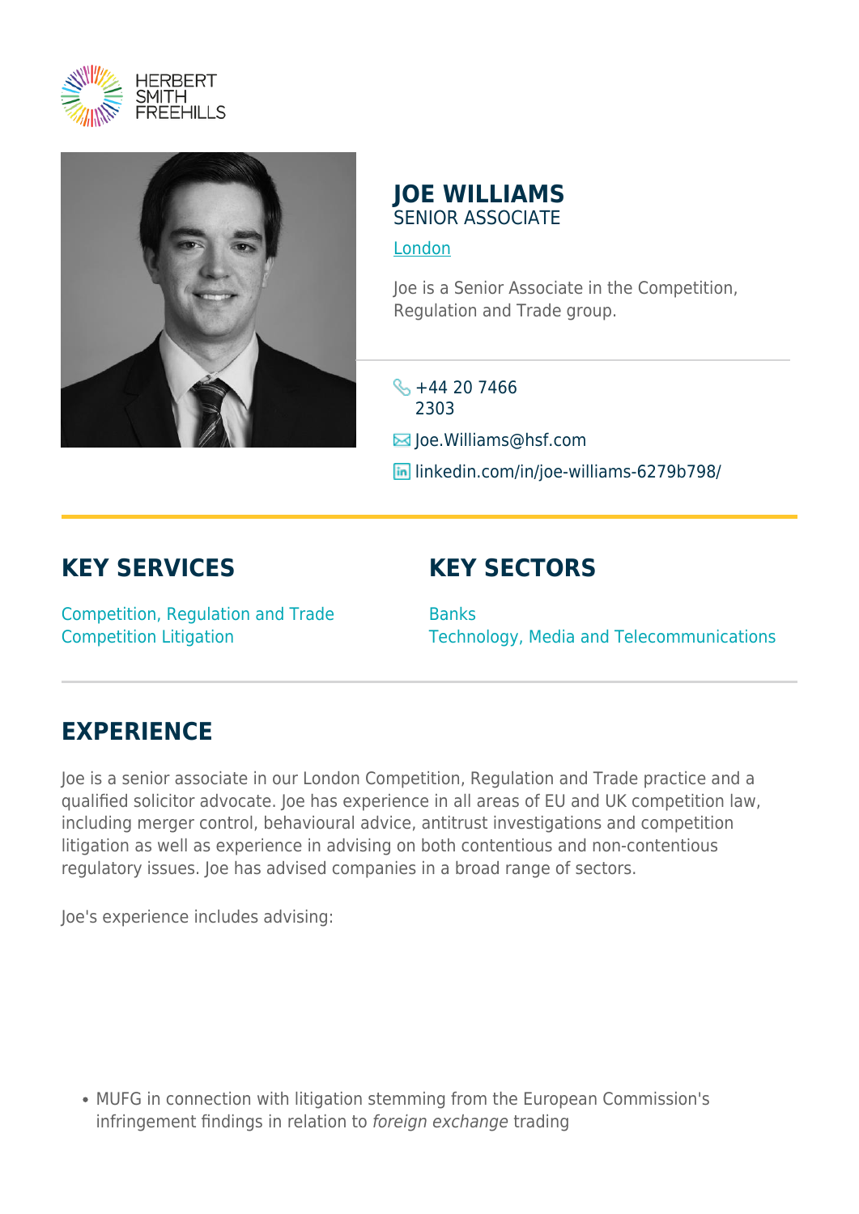HERBERT SMITH FREEHILLS

# JOE WILLIAMS

SENIOR ASSOCIATE

London

Joe is a Senior Associate in the Competition, Regulation and Trade group.

+44 20 7466 2303

Joe.Williams@hsf.com

linkedin.com/in/joe-williams-6279b798/

## KEY SERVICES

Competition, Regulation and Trade
Competition Litigation

## KEY SECTORS

Banks
Technology, Media and Telecommunications

## EXPERIENCE

Joe is a senior associate in our London Competition, Regulation and Trade practice and a qualified solicitor advocate. Joe has experience in all areas of EU and UK competition law, including merger control, behavioural advice, antitrust investigations and competition litigation as well as experience in advising on both contentious and non-contentious regulatory issues. Joe has advised companies in a broad range of sectors.

Joe's experience includes advising:

- MUFG in connection with litigation stemming from the European Commission's infringement findings in relation to *foreign exchange* trading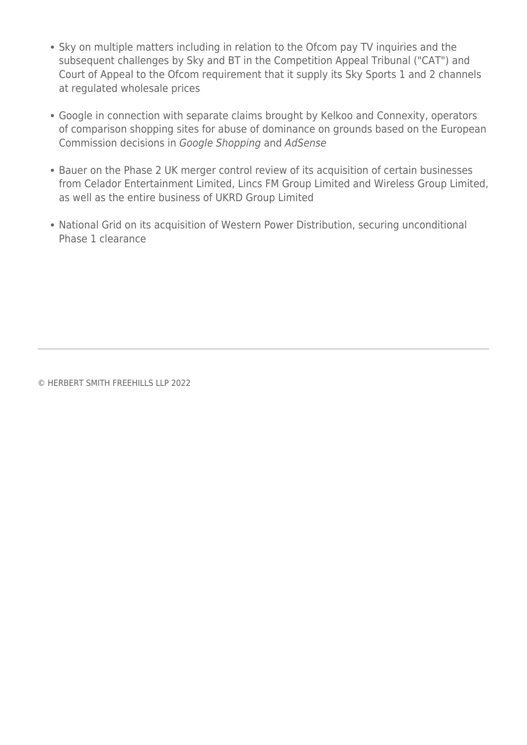- Sky on multiple matters including in relation to the Ofcom pay TV inquiries and the subsequent challenges by Sky and BT in the Competition Appeal Tribunal ("CAT") and Court of Appeal to the Ofcom requirement that it supply its Sky Sports 1 and 2 channels at regulated wholesale prices
- Google in connection with separate claims brought by Kelkoo and Connexity, operators of comparison shopping sites for abuse of dominance on grounds based on the European Commission decisions in *Google Shopping* and *AdSense*
- Bauer on the Phase 2 UK merger control review of its acquisition of certain businesses from Celador Entertainment Limited, Lincs FM Group Limited and Wireless Group Limited, as well as the entire business of UKRD Group Limited
- National Grid on its acquisition of Western Power Distribution, securing unconditional Phase 1 clearance

---

© HERBERT SMITH FREEHILLS LLP 2022